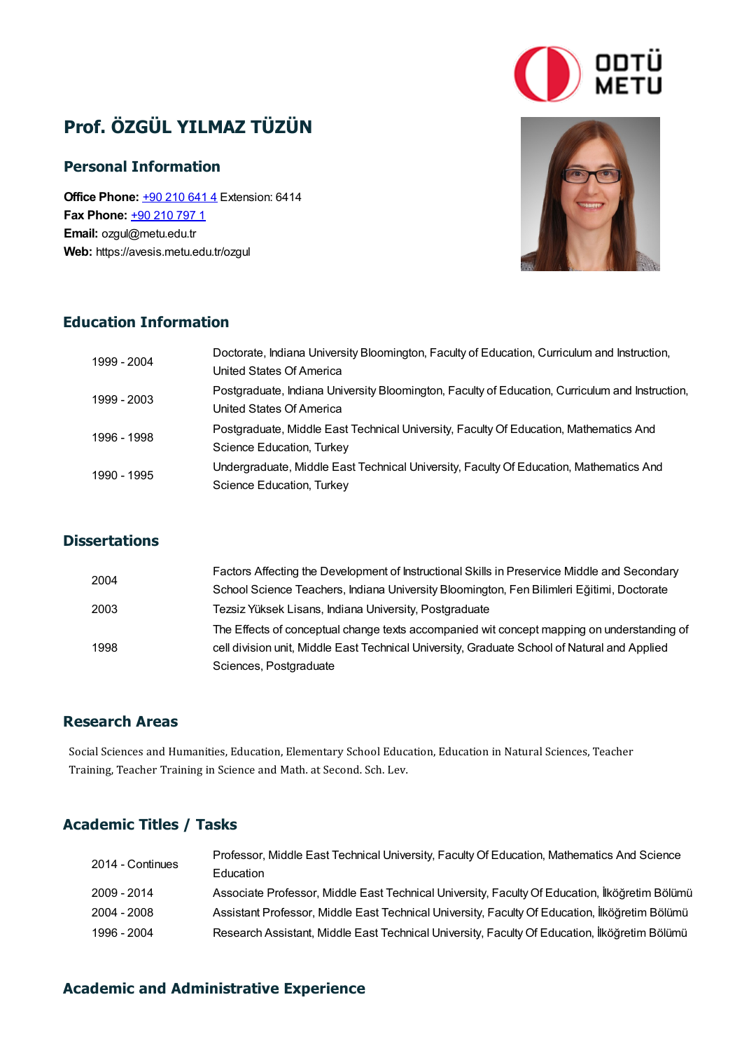# Prof. ÖZGÜL YILMAZ TÜZÜN

## Personal Information

**Office Phone:** +90 210 641 4 Extension: 6414
**Fax Phone:** +90 210 797 1
**Email:** ozgul@metu.edu.tr
**Web:** https://avesis.metu.edu.tr/ozgul

## Education Information

| | |
|---|---|
| 1999 - 2004 | Doctorate, Indiana University Bloomington, Faculty of Education, Curriculum and Instruction, United States Of America |
| 1999 - 2003 | Postgraduate, Indiana University Bloomington, Faculty of Education, Curriculum and Instruction, United States Of America |
| 1996 - 1998 | Postgraduate, Middle East Technical University, Faculty Of Education, Mathematics And Science Education, Turkey |
| 1990 - 1995 | Undergraduate, Middle East Technical University, Faculty Of Education, Mathematics And Science Education, Turkey |

## Dissertations

| | |
|---|---|
| 2004 | Factors Affecting the Development of Instructional Skills in Preservice Middle and Secondary School Science Teachers, Indiana University Bloomington, Fen Bilimleri Eğitimi, Doctorate |
| 2003 | Tezsiz Yüksek Lisans, Indiana University, Postgraduate |
| 1998 | The Effects of conceptual change texts accompanied wit concept mapping on understanding of cell division unit, Middle East Technical University, Graduate School of Natural and Applied Sciences, Postgraduate |

## Research Areas

Social Sciences and Humanities, Education, Elementary School Education, Education in Natural Sciences, Teacher Training, Teacher Training in Science and Math. at Second. Sch. Lev.

## Academic Titles / Tasks

| | |
|---|---|
| 2014 - Continues | Professor, Middle East Technical University, Faculty Of Education, Mathematics And Science Education |
| 2009 - 2014 | Associate Professor, Middle East Technical University, Faculty Of Education, İlköğretim Bölümü |
| 2004 - 2008 | Assistant Professor, Middle East Technical University, Faculty Of Education, İlköğretim Bölümü |
| 1996 - 2004 | Research Assistant, Middle East Technical University, Faculty Of Education, İlköğretim Bölümü |

## Academic and Administrative Experience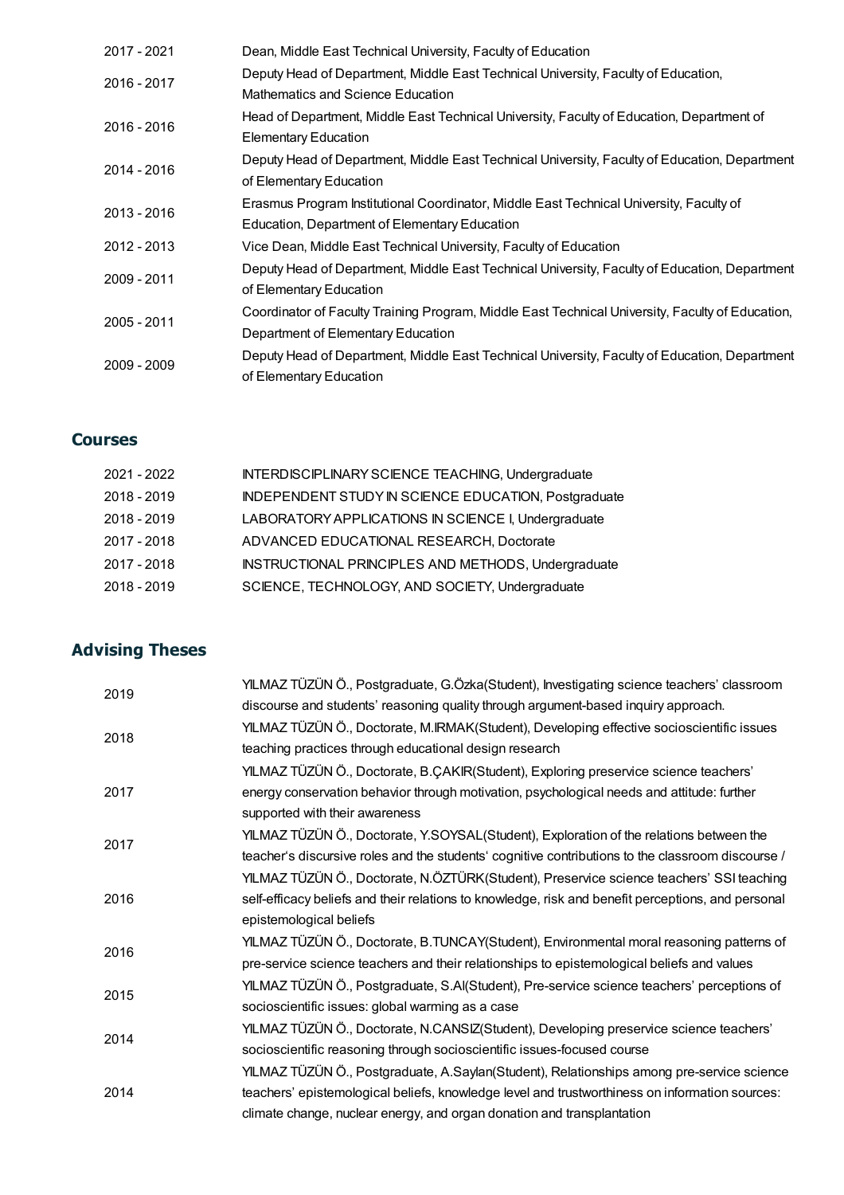| | |
|---|---|
| 2017 - 2021 | Dean, Middle East Technical University, Faculty of Education |
| 2016 - 2017 | Deputy Head of Department, Middle East Technical University, Faculty of Education, Mathematics and Science Education |
| 2016 - 2016 | Head of Department, Middle East Technical University, Faculty of Education, Department of Elementary Education |
| 2014 - 2016 | Deputy Head of Department, Middle East Technical University, Faculty of Education, Department of Elementary Education |
| 2013 - 2016 | Erasmus Program Institutional Coordinator, Middle East Technical University, Faculty of Education, Department of Elementary Education |
| 2012 - 2013 | Vice Dean, Middle East Technical University, Faculty of Education |
| 2009 - 2011 | Deputy Head of Department, Middle East Technical University, Faculty of Education, Department of Elementary Education |
| 2005 - 2011 | Coordinator of Faculty Training Program, Middle East Technical University, Faculty of Education, Department of Elementary Education |
| 2009 - 2009 | Deputy Head of Department, Middle East Technical University, Faculty of Education, Department of Elementary Education |

## Courses

| | |
|---|---|
| 2021 - 2022 | INTERDISCIPLINARY SCIENCE TEACHING, Undergraduate |
| 2018 - 2019 | INDEPENDENT STUDY IN SCIENCE EDUCATION, Postgraduate |
| 2018 - 2019 | LABORATORY APPLICATIONS IN SCIENCE I, Undergraduate |
| 2017 - 2018 | ADVANCED EDUCATIONAL RESEARCH, Doctorate |
| 2017 - 2018 | INSTRUCTIONAL PRINCIPLES AND METHODS, Undergraduate |
| 2018 - 2019 | SCIENCE, TECHNOLOGY, AND SOCIETY, Undergraduate |

## Advising Theses

| | |
|---|---|
| 2019 | YILMAZ TÜZÜN Ö., Postgraduate, G.Özka(Student), Investigating science teachers' classroom discourse and students' reasoning quality through argument-based inquiry approach. |
| 2018 | YILMAZ TÜZÜN Ö., Doctorate, M.IRMAK(Student), Developing effective socioscientific issues teaching practices through educational design research |
| 2017 | YILMAZ TÜZÜN Ö., Doctorate, B.ÇAKIR(Student), Exploring preservice science teachers' energy conservation behavior through motivation, psychological needs and attitude: further supported with their awareness |
| 2017 | YILMAZ TÜZÜN Ö., Doctorate, Y.SOYSAL(Student), Exploration of the relations between the teacher's discursive roles and the students' cognitive contributions to the classroom discourse / |
| 2016 | YILMAZ TÜZÜN Ö., Doctorate, N.ÖZTÜRK(Student), Preservice science teachers' SSI teaching self-efficacy beliefs and their relations to knowledge, risk and benefit perceptions, and personal epistemological beliefs |
| 2016 | YILMAZ TÜZÜN Ö., Doctorate, B.TUNCAY(Student), Environmental moral reasoning patterns of pre-service science teachers and their relationships to epistemological beliefs and values |
| 2015 | YILMAZ TÜZÜN Ö., Postgraduate, S.Al(Student), Pre-service science teachers' perceptions of socioscientific issues: global warming as a case |
| 2014 | YILMAZ TÜZÜN Ö., Doctorate, N.CANSIZ(Student), Developing preservice science teachers' socioscientific reasoning through socioscientific issues-focused course |
| 2014 | YILMAZ TÜZÜN Ö., Postgraduate, A.Saylan(Student), Relationships among pre-service science teachers' epistemological beliefs, knowledge level and trustworthiness on information sources: climate change, nuclear energy, and organ donation and transplantation |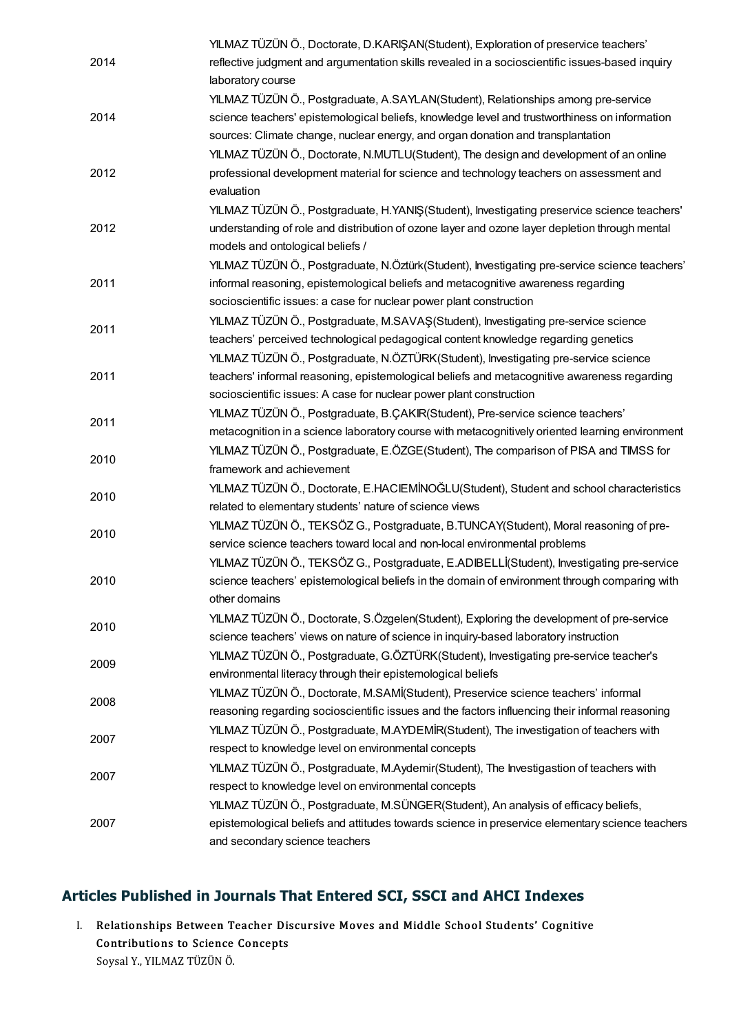| | |
|---|---|
| 2014 | YILMAZ TÜZÜN Ö., Doctorate, D.KARIŞAN(Student), Exploration of preservice teachers' reflective judgment and argumentation skills revealed in a socioscientific issues-based inquiry laboratory course |
| 2014 | YILMAZ TÜZÜN Ö., Postgraduate, A.SAYLAN(Student), Relationships among pre-service science teachers' epistemological beliefs, knowledge level and trustworthiness on information sources: Climate change, nuclear energy, and organ donation and transplantation |
| 2012 | YILMAZ TÜZÜN Ö., Doctorate, N.MUTLU(Student), The design and development of an online professional development material for science and technology teachers on assessment and evaluation |
| 2012 | YILMAZ TÜZÜN Ö., Postgraduate, H.YANIŞ(Student), Investigating preservice science teachers' understanding of role and distribution of ozone layer and ozone layer depletion through mental models and ontological beliefs / |
| 2011 | YILMAZ TÜZÜN Ö., Postgraduate, N.Öztürk(Student), Investigating pre-service science teachers' informal reasoning, epistemological beliefs and metacognitive awareness regarding socioscientific issues: a case for nuclear power plant construction |
| 2011 | YILMAZ TÜZÜN Ö., Postgraduate, M.SAVAŞ(Student), Investigating pre-service science teachers' perceived technological pedagogical content knowledge regarding genetics |
| 2011 | YILMAZ TÜZÜN Ö., Postgraduate, N.ÖZTÜRK(Student), Investigating pre-service science teachers' informal reasoning, epistemological beliefs and metacognitive awareness regarding socioscientific issues: A case for nuclear power plant construction |
| 2011 | YILMAZ TÜZÜN Ö., Postgraduate, B.ÇAKIR(Student), Pre-service science teachers' metacognition in a science laboratory course with metacognitively oriented learning environment |
| 2010 | YILMAZ TÜZÜN Ö., Postgraduate, E.ÖZGE(Student), The comparison of PISA and TIMSS for framework and achievement |
| 2010 | YILMAZ TÜZÜN Ö., Doctorate, E.HACIEMİNOĞLU(Student), Student and school characteristics related to elementary students' nature of science views |
| 2010 | YILMAZ TÜZÜN Ö., TEKSÖZ G., Postgraduate, B.TUNCAY(Student), Moral reasoning of pre-service science teachers toward local and non-local environmental problems |
| 2010 | YILMAZ TÜZÜN Ö., TEKSÖZ G., Postgraduate, E.ADIBELLİ(Student), Investigating pre-service science teachers' epistemological beliefs in the domain of environment through comparing with other domains |
| 2010 | YILMAZ TÜZÜN Ö., Doctorate, S.Özgelen(Student), Exploring the development of pre-service science teachers' views on nature of science in inquiry-based laboratory instruction |
| 2009 | YILMAZ TÜZÜN Ö., Postgraduate, G.ÖZTÜRK(Student), Investigating pre-service teacher's environmental literacy through their epistemological beliefs |
| 2008 | YILMAZ TÜZÜN Ö., Doctorate, M.SAMİ(Student), Preservice science teachers' informal reasoning regarding socioscientific issues and the factors influencing their informal reasoning |
| 2007 | YILMAZ TÜZÜN Ö., Postgraduate, M.AYDEMİR(Student), The investigation of teachers with respect to knowledge level on environmental concepts |
| 2007 | YILMAZ TÜZÜN Ö., Postgraduate, M.Aydemir(Student), The Investigastion of teachers with respect to knowledge level on environmental concepts |
| 2007 | YILMAZ TÜZÜN Ö., Postgraduate, M.SÜNGER(Student), An analysis of efficacy beliefs, epistemological beliefs and attitudes towards science in preservice elementary science teachers and secondary science teachers |

## Articles Published in Journals That Entered SCI, SSCI and AHCI Indexes

I. **Relationships Between Teacher Discursive Moves and Middle School Students' Cognitive Contributions to Science Concepts**
Soysal Y., YILMAZ TÜZÜN Ö.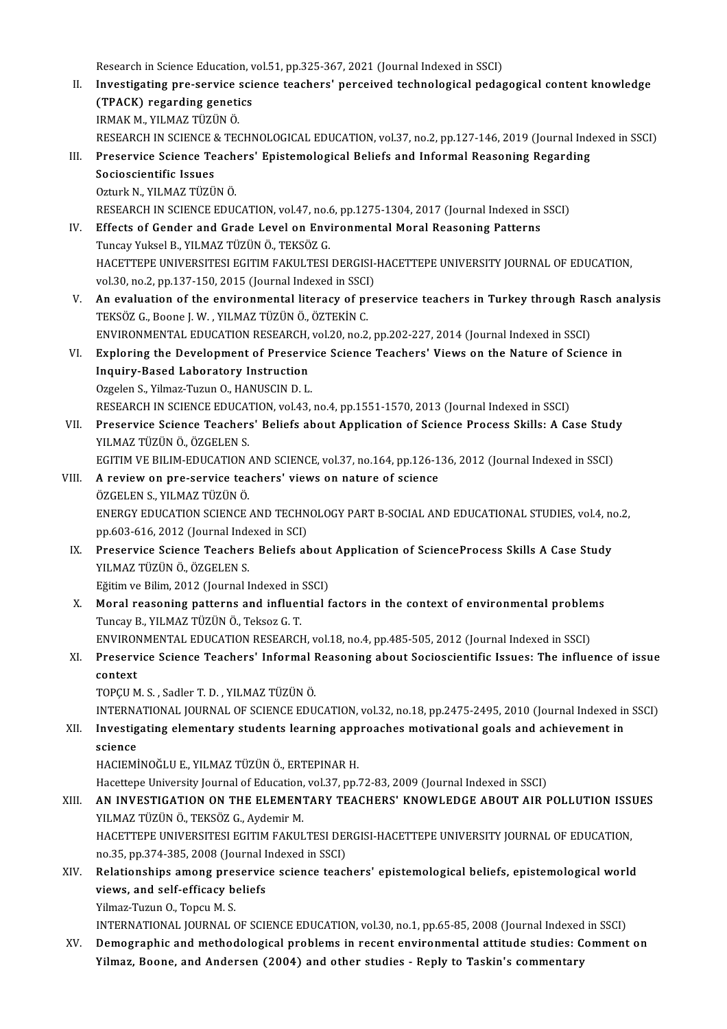Research in Science Education, vol.51, pp.325-367, 2021 (Journal Indexed in SSCI)

II. **Investigating pre-service science teachers' perceived technological pedagogical content knowledge (TPACK) regarding genetics**
IRMAK M., YILMAZ TÜZÜN Ö.
RESEARCH IN SCIENCE & TECHNOLOGICAL EDUCATION, vol.37, no.2, pp.127-146, 2019 (Journal Indexed in SSCI)

III. **Preservice Science Teachers' Epistemological Beliefs and Informal Reasoning Regarding Socioscientific Issues**
Ozturk N., YILMAZ TÜZÜN Ö.
RESEARCH IN SCIENCE EDUCATION, vol.47, no.6, pp.1275-1304, 2017 (Journal Indexed in SSCI)

IV. **Effects of Gender and Grade Level on Environmental Moral Reasoning Patterns**
Tuncay Yuksel B., YILMAZ TÜZÜN Ö., TEKSÖZ G.
HACETTEPE UNIVERSITESI EGITIM FAKULTESI DERGISI-HACETTEPE UNIVERSITY JOURNAL OF EDUCATION, vol.30, no.2, pp.137-150, 2015 (Journal Indexed in SSCI)

V. **An evaluation of the environmental literacy of preservice teachers in Turkey through Rasch analysis**
TEKSÖZ G., Boone J. W. , YILMAZ TÜZÜN Ö., ÖZTEKİN C.
ENVIRONMENTAL EDUCATION RESEARCH, vol.20, no.2, pp.202-227, 2014 (Journal Indexed in SSCI)

VI. **Exploring the Development of Preservice Science Teachers' Views on the Nature of Science in Inquiry-Based Laboratory Instruction**
Ozgelen S., Yilmaz-Tuzun O., HANUSCIN D. L.
RESEARCH IN SCIENCE EDUCATION, vol.43, no.4, pp.1551-1570, 2013 (Journal Indexed in SSCI)

VII. **Preservice Science Teachers' Beliefs about Application of Science Process Skills: A Case Study**
YILMAZ TÜZÜN Ö., ÖZGELEN S.
EGITIM VE BILIM-EDUCATION AND SCIENCE, vol.37, no.164, pp.126-136, 2012 (Journal Indexed in SSCI)

VIII. **A review on pre-service teachers' views on nature of science**
ÖZGELEN S., YILMAZ TÜZÜN Ö.
ENERGY EDUCATION SCIENCE AND TECHNOLOGY PART B-SOCIAL AND EDUCATIONAL STUDIES, vol.4, no.2, pp.603-616, 2012 (Journal Indexed in SCI)

IX. **Preservice Science Teachers Beliefs about Application of ScienceProcess Skills A Case Study**
YILMAZ TÜZÜN Ö., ÖZGELEN S.
Eğitim ve Bilim, 2012 (Journal Indexed in SSCI)

X. **Moral reasoning patterns and influential factors in the context of environmental problems**
Tuncay B., YILMAZ TÜZÜN Ö., Teksoz G. T.
ENVIRONMENTAL EDUCATION RESEARCH, vol.18, no.4, pp.485-505, 2012 (Journal Indexed in SSCI)

XI. **Preservice Science Teachers' Informal Reasoning about Socioscientific Issues: The influence of issue context**
TOPÇU M. S. , Sadler T. D. , YILMAZ TÜZÜN Ö.
INTERNATIONAL JOURNAL OF SCIENCE EDUCATION, vol.32, no.18, pp.2475-2495, 2010 (Journal Indexed in SSCI)

XII. **Investigating elementary students learning approaches motivational goals and achievement in science**
HACIEMİNOĞLU E., YILMAZ TÜZÜN Ö., ERTEPINAR H.
Hacettepe University Journal of Education, vol.37, pp.72-83, 2009 (Journal Indexed in SSCI)

XIII. **AN INVESTIGATION ON THE ELEMENTARY TEACHERS' KNOWLEDGE ABOUT AIR POLLUTION ISSUES**
YILMAZ TÜZÜN Ö., TEKSÖZ G., Aydemir M.
HACETTEPE UNIVERSITESI EGITIM FAKULTESI DERGISI-HACETTEPE UNIVERSITY JOURNAL OF EDUCATION, no.35, pp.374-385, 2008 (Journal Indexed in SSCI)

XIV. **Relationships among preservice science teachers' epistemological beliefs, epistemological world views, and self-efficacy beliefs**
Yilmaz-Tuzun O., Topcu M. S.
INTERNATIONAL JOURNAL OF SCIENCE EDUCATION, vol.30, no.1, pp.65-85, 2008 (Journal Indexed in SSCI)

XV. **Demographic and methodological problems in recent environmental attitude studies: Comment on Yilmaz, Boone, and Andersen (2004) and other studies - Reply to Taskin's commentary**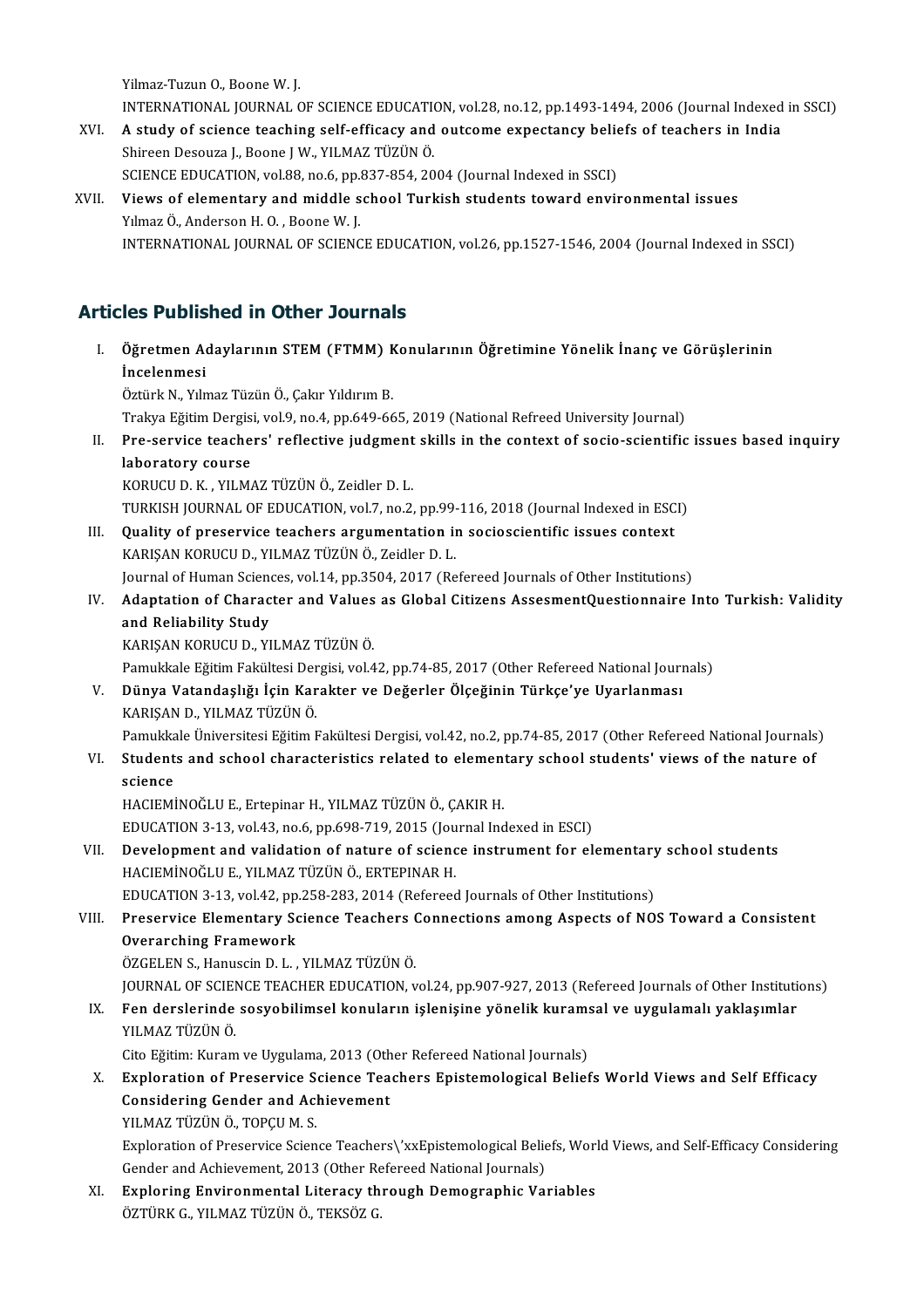Yilmaz-Tuzun O., Boone W. J.
INTERNATIONAL JOURNAL OF SCIENCE EDUCATION, vol.28, no.12, pp.1493-1494, 2006 (Journal Indexed in SSCI)

XVI. **A study of science teaching self-efficacy and outcome expectancy beliefs of teachers in India**
Shireen Desouza J., Boone J W., YILMAZ TÜZÜN Ö.
SCIENCE EDUCATION, vol.88, no.6, pp.837-854, 2004 (Journal Indexed in SSCI)

XVII. **Views of elementary and middle school Turkish students toward environmental issues**
Yılmaz Ö., Anderson H. O. , Boone W. J.
INTERNATIONAL JOURNAL OF SCIENCE EDUCATION, vol.26, pp.1527-1546, 2004 (Journal Indexed in SSCI)

## Articles Published in Other Journals

I. **Öğretmen Adaylarının STEM (FTMM) Konularının Öğretimine Yönelik İnanç ve Görüşlerinin İncelenmesi**
Öztürk N., Yılmaz Tüzün Ö., Çakır Yıldırım B.
Trakya Eğitim Dergisi, vol.9, no.4, pp.649-665, 2019 (National Refreed University Journal)

II. **Pre-service teachers' reflective judgment skills in the context of socio-scientific issues based inquiry laboratory course**
KORUCU D. K. , YILMAZ TÜZÜN Ö., Zeidler D. L.
TURKISH JOURNAL OF EDUCATION, vol.7, no.2, pp.99-116, 2018 (Journal Indexed in ESCI)

III. **Quality of preservice teachers argumentation in socioscientific issues context**
KARIŞAN KORUCU D., YILMAZ TÜZÜN Ö., Zeidler D. L.
Journal of Human Sciences, vol.14, pp.3504, 2017 (Refereed Journals of Other Institutions)

IV. **Adaptation of Character and Values as Global Citizens AssesmentQuestionnaire Into Turkish: Validity and Reliability Study**
KARIŞAN KORUCU D., YILMAZ TÜZÜN Ö.
Pamukkale Eğitim Fakültesi Dergisi, vol.42, pp.74-85, 2017 (Other Refereed National Journals)

V. **Dünya Vatandaşlığı İçin Karakter ve Değerler Ölçeğinin Türkçe'ye Uyarlanması**
KARIŞAN D., YILMAZ TÜZÜN Ö.
Pamukkale Üniversitesi Eğitim Fakültesi Dergisi, vol.42, no.2, pp.74-85, 2017 (Other Refereed National Journals)

VI. **Students and school characteristics related to elementary school students' views of the nature of science**
HACIEMİNOĞLU E., Ertepinar H., YILMAZ TÜZÜN Ö., ÇAKIR H.
EDUCATION 3-13, vol.43, no.6, pp.698-719, 2015 (Journal Indexed in ESCI)

VII. **Development and validation of nature of science instrument for elementary school students**
HACIEMİNOĞLU E., YILMAZ TÜZÜN Ö., ERTEPINAR H.
EDUCATION 3-13, vol.42, pp.258-283, 2014 (Refereed Journals of Other Institutions)

VIII. **Preservice Elementary Science Teachers Connections among Aspects of NOS Toward a Consistent Overarching Framework**
ÖZGELEN S., Hanuscin D. L. , YILMAZ TÜZÜN Ö.
JOURNAL OF SCIENCE TEACHER EDUCATION, vol.24, pp.907-927, 2013 (Refereed Journals of Other Institutions)

IX. **Fen derslerinde sosyobilimsel konuların işlenişine yönelik kuramsal ve uygulamalı yaklaşımlar**
YILMAZ TÜZÜN Ö.
Cito Eğitim: Kuram ve Uygulama, 2013 (Other Refereed National Journals)

X. **Exploration of Preservice Science Teachers Epistemological Beliefs World Views and Self Efficacy Considering Gender and Achievement**
YILMAZ TÜZÜN Ö., TOPÇU M. S.
Exploration of Preservice Science Teachers\'xxEpistemological Beliefs, World Views, and Self-Efficacy Considering Gender and Achievement, 2013 (Other Refereed National Journals)

XI. **Exploring Environmental Literacy through Demographic Variables**
ÖZTÜRK G., YILMAZ TÜZÜN Ö., TEKSÖZ G.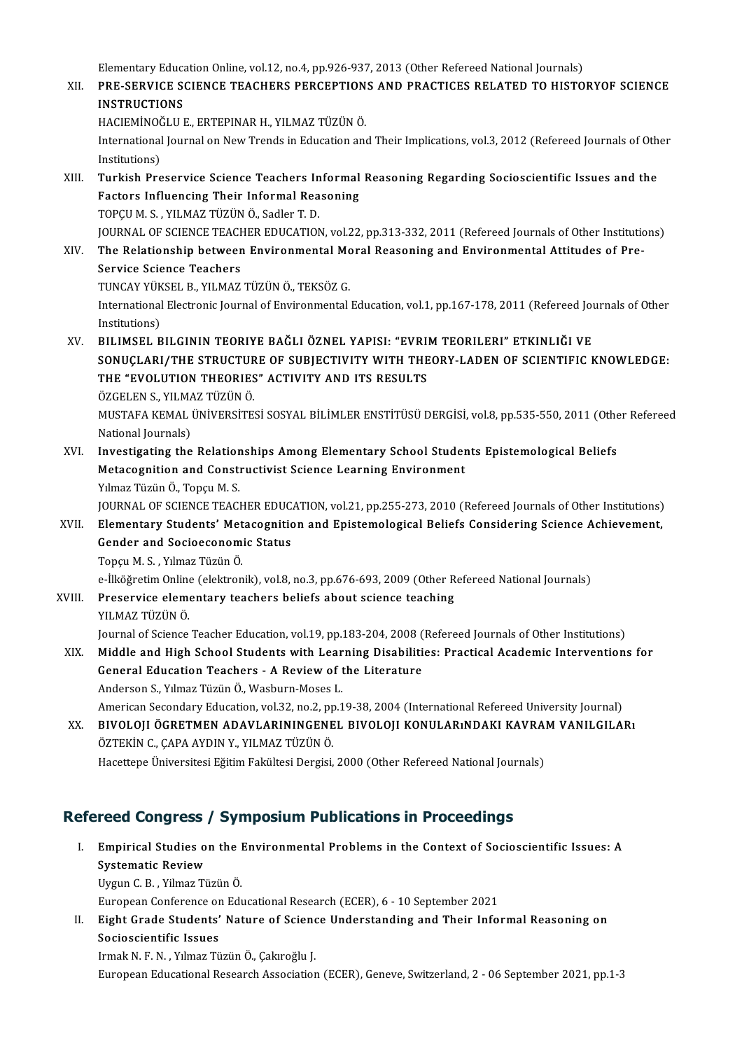Elementary Education Online, vol.12, no.4, pp.926-937, 2013 (Other Refereed National Journals)

XII. **PRE-SERVICE SCIENCE TEACHERS PERCEPTIONS AND PRACTICES RELATED TO HISTORYOF SCIENCE INSTRUCTIONS**
HACIEMİNOĞLU E., ERTEPINAR H., YILMAZ TÜZÜN Ö.
International Journal on New Trends in Education and Their Implications, vol.3, 2012 (Refereed Journals of Other Institutions)

XIII. **Turkish Preservice Science Teachers Informal Reasoning Regarding Socioscientific Issues and the Factors Influencing Their Informal Reasoning**
TOPÇU M. S. , YILMAZ TÜZÜN Ö., Sadler T. D.
JOURNAL OF SCIENCE TEACHER EDUCATION, vol.22, pp.313-332, 2011 (Refereed Journals of Other Institutions)

XIV. **The Relationship between Environmental Moral Reasoning and Environmental Attitudes of Pre-Service Science Teachers**
TUNCAY YÜKSEL B., YILMAZ TÜZÜN Ö., TEKSÖZ G.
International Electronic Journal of Environmental Education, vol.1, pp.167-178, 2011 (Refereed Journals of Other Institutions)

XV. **BILIMSEL BILGININ TEORIYE BAĞLI ÖZNEL YAPISI: "EVRIM TEORILERI" ETKINLIĞI VE SONUÇLARI/THE STRUCTURE OF SUBJECTIVITY WITH THEORY-LADEN OF SCIENTIFIC KNOWLEDGE: THE "EVOLUTION THEORIES" ACTIVITY AND ITS RESULTS**
ÖZGELEN S., YILMAZ TÜZÜN Ö.
MUSTAFA KEMAL ÜNİVERSİTESİ SOSYAL BİLİMLER ENSTİTÜSÜ DERGİSİ, vol.8, pp.535-550, 2011 (Other Refereed National Journals)

XVI. **Investigating the Relationships Among Elementary School Students Epistemological Beliefs Metacognition and Constructivist Science Learning Environment**
Yılmaz Tüzün Ö., Topçu M. S.
JOURNAL OF SCIENCE TEACHER EDUCATION, vol.21, pp.255-273, 2010 (Refereed Journals of Other Institutions)

XVII. **Elementary Students' Metacognition and Epistemological Beliefs Considering Science Achievement, Gender and Socioeconomic Status**
Topçu M. S. , Yılmaz Tüzün Ö.
e-İlköğretim Online (elektronik), vol.8, no.3, pp.676-693, 2009 (Other Refereed National Journals)

XVIII. **Preservice elementary teachers beliefs about science teaching**
YILMAZ TÜZÜN Ö.
Journal of Science Teacher Education, vol.19, pp.183-204, 2008 (Refereed Journals of Other Institutions)

XIX. **Middle and High School Students with Learning Disabilities: Practical Academic Interventions for General Education Teachers - A Review of the Literature**
Anderson S., Yılmaz Tüzün Ö., Wasburn-Moses L.
American Secondary Education, vol.32, no.2, pp.19-38, 2004 (International Refereed University Journal)

XX. **BIVOLOJI ÖGRETMEN ADAVLARININGENEL BIVOLOJI KONULARıNDAKI KAVRAM VANILGILARı**
ÖZTEKİN C., ÇAPA AYDIN Y., YILMAZ TÜZÜN Ö.
Hacettepe Üniversitesi Eğitim Fakültesi Dergisi, 2000 (Other Refereed National Journals)

## Refereed Congress / Symposium Publications in Proceedings

I. **Empirical Studies on the Environmental Problems in the Context of Socioscientific Issues: A Systematic Review**
Uygun C. B. , Yilmaz Tüzün Ö.
European Conference on Educational Research (ECER), 6 - 10 September 2021

II. **Eight Grade Students' Nature of Science Understanding and Their Informal Reasoning on Socioscientific Issues**
Irmak N. F. N. , Yılmaz Tüzün Ö., Çakıroğlu J.
European Educational Research Association (ECER), Geneve, Switzerland, 2 - 06 September 2021, pp.1-3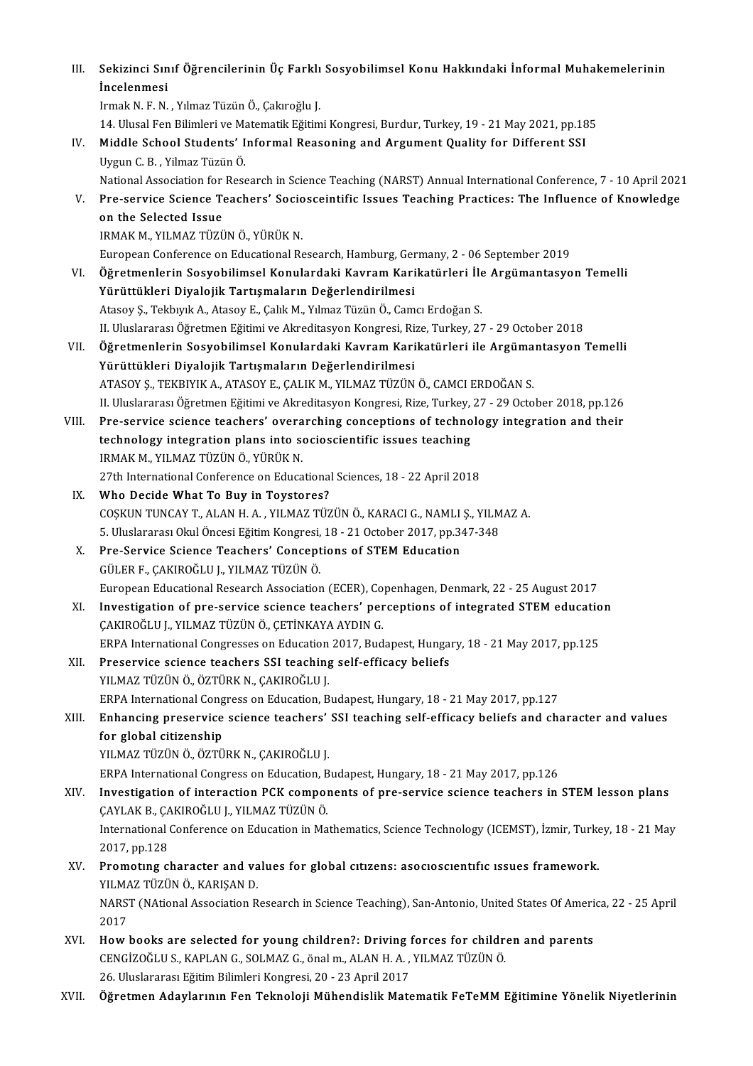III. **Sekizinci Sınıf Öğrencilerinin Üç Farklı Sosyobilimsel Konu Hakkındaki İnformal Muhakemelerinin İncelenmesi**
Irmak N. F. N. , Yılmaz Tüzün Ö., Çakıroğlu J.
14. Ulusal Fen Bilimleri ve Matematik Eğitimi Kongresi, Burdur, Turkey, 19 - 21 May 2021, pp.185

IV. **Middle School Students' Informal Reasoning and Argument Quality for Different SSI**
Uygun C. B. , Yilmaz Tüzün Ö.
National Association for Research in Science Teaching (NARST) Annual International Conference, 7 - 10 April 2021

V. **Pre-service Science Teachers' Sociosceintific Issues Teaching Practices: The Influence of Knowledge on the Selected Issue**
IRMAK M., YILMAZ TÜZÜN Ö., YÜRÜK N.
European Conference on Educational Research, Hamburg, Germany, 2 - 06 September 2019

VI. **Öğretmenlerin Sosyobilimsel Konulardaki Kavram Karikatürleri İle Argümantasyon Temelli Yürüttükleri Diyalojik Tartışmaların Değerlendirilmesi**
Atasoy Ş., Tekbıyık A., Atasoy E., Çalık M., Yılmaz Tüzün Ö., Camcı Erdoğan S.
II. Uluslararası Öğretmen Eğitimi ve Akreditasyon Kongresi, Rize, Turkey, 27 - 29 October 2018

VII. **Öğretmenlerin Sosyobilimsel Konulardaki Kavram Karikatürleri ile Argümantasyon Temelli Yürüttükleri Diyalojik Tartışmaların Değerlendirilmesi**
ATASOY Ş., TEKBIYIK A., ATASOY E., ÇALIK M., YILMAZ TÜZÜN Ö., CAMCI ERDOĞAN S.
II. Uluslararası Öğretmen Eğitimi ve Akreditasyon Kongresi, Rize, Turkey, 27 - 29 October 2018, pp.126

VIII. **Pre-service science teachers' overarching conceptions of technology integration and their technology integration plans into socioscientific issues teaching**
IRMAK M., YILMAZ TÜZÜN Ö., YÜRÜK N.
27th International Conference on Educational Sciences, 18 - 22 April 2018

IX. **Who Decide What To Buy in Toystores?**
COŞKUN TUNCAY T., ALAN H. A. , YILMAZ TÜZÜN Ö., KARACI G., NAMLI Ş., YILMAZ A.
5. Uluslararası Okul Öncesi Eğitim Kongresi, 18 - 21 October 2017, pp.347-348

X. **Pre-Service Science Teachers' Conceptions of STEM Education**
GÜLER F., ÇAKIROĞLU J., YILMAZ TÜZÜN Ö.
European Educational Research Association (ECER), Copenhagen, Denmark, 22 - 25 August 2017

XI. **Investigation of pre-service science teachers' perceptions of integrated STEM education**
ÇAKIROĞLU J., YILMAZ TÜZÜN Ö., ÇETİNKAYA AYDIN G.
ERPA International Congresses on Education 2017, Budapest, Hungary, 18 - 21 May 2017, pp.125

XII. **Preservice science teachers SSI teaching self-efficacy beliefs**
YILMAZ TÜZÜN Ö., ÖZTÜRK N., ÇAKIROĞLU J.
ERPA International Congress on Education, Budapest, Hungary, 18 - 21 May 2017, pp.127

XIII. **Enhancing preservice science teachers' SSI teaching self-efficacy beliefs and character and values for global citizenship**
YILMAZ TÜZÜN Ö., ÖZTÜRK N., ÇAKIROĞLU J.
ERPA International Congress on Education, Budapest, Hungary, 18 - 21 May 2017, pp.126

XIV. **Investigation of interaction PCK components of pre-service science teachers in STEM lesson plans**
ÇAYLAK B., ÇAKIROĞLU J., YILMAZ TÜZÜN Ö.
International Conference on Education in Mathematics, Science Technology (ICEMST), İzmir, Turkey, 18 - 21 May 2017, pp.128

XV. **Promotıng character and values for global cıtızens: asocıoscıentıfıc ıssues framework.**
YILMAZ TÜZÜN Ö., KARIŞAN D.
NARST (NAtional Association Research in Science Teaching), San-Antonio, United States Of America, 22 - 25 April 2017

XVI. **How books are selected for young children?: Driving forces for children and parents**
CENGİZOĞLU S., KAPLAN G., SOLMAZ G., önal m., ALAN H. A. , YILMAZ TÜZÜN Ö.
26. Uluslararası Eğitim Bilimleri Kongresi, 20 - 23 April 2017

XVII. **Öğretmen Adaylarının Fen Teknoloji Mühendislik Matematik FeTeMM Eğitimine Yönelik Niyetlerinin**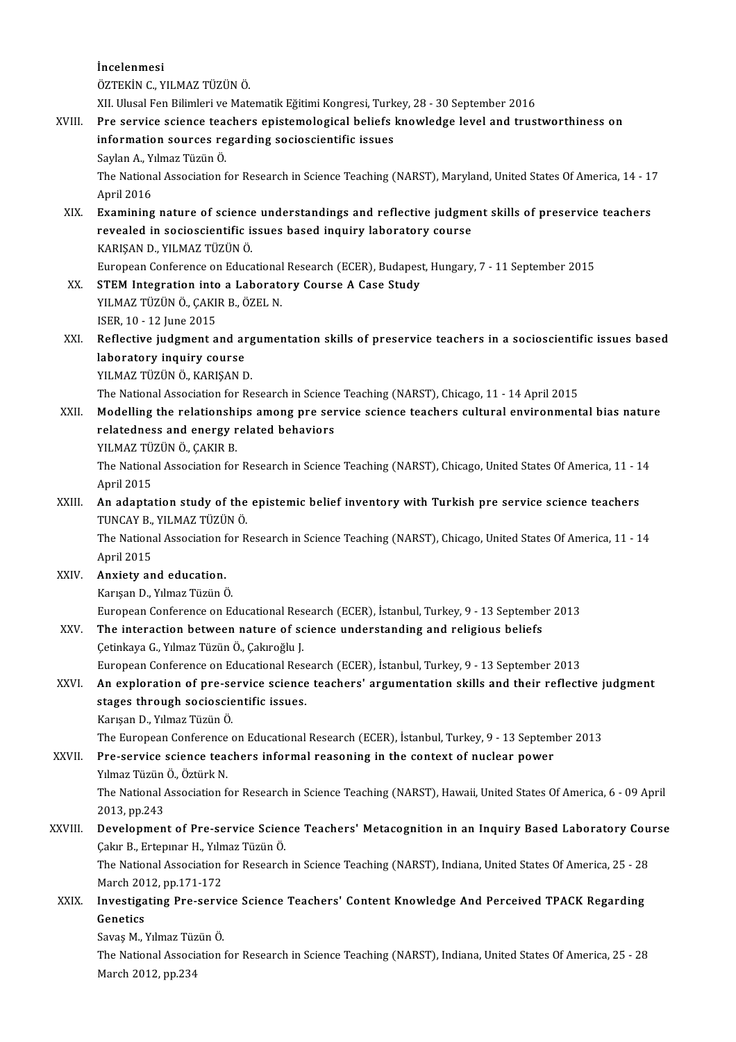İncelenmesi
ÖZTEKİN C., YILMAZ TÜZÜN Ö.
XII. Ulusal Fen Bilimleri ve Matematik Eğitimi Kongresi, Turkey, 28 - 30 September 2016

XVIII. **Pre service science teachers epistemological beliefs knowledge level and trustworthiness on information sources regarding socioscientific issues**
Saylan A., Yılmaz Tüzün Ö.
The National Association for Research in Science Teaching (NARST), Maryland, United States Of America, 14 - 17 April 2016

XIX. **Examining nature of science understandings and reflective judgment skills of preservice teachers revealed in socioscientific issues based inquiry laboratory course**
KARIŞAN D., YILMAZ TÜZÜN Ö.
European Conference on Educational Research (ECER), Budapest, Hungary, 7 - 11 September 2015

XX. **STEM Integration into a Laboratory Course A Case Study**
YILMAZ TÜZÜN Ö., ÇAKIR B., ÖZEL N.
ISER, 10 - 12 June 2015

XXI. **Reflective judgment and argumentation skills of preservice teachers in a socioscientific issues based laboratory inquiry course**
YILMAZ TÜZÜN Ö., KARIŞAN D.
The National Association for Research in Science Teaching (NARST), Chicago, 11 - 14 April 2015

XXII. **Modelling the relationships among pre service science teachers cultural environmental bias nature relatedness and energy related behaviors**
YILMAZ TÜZÜN Ö., ÇAKIR B.
The National Association for Research in Science Teaching (NARST), Chicago, United States Of America, 11 - 14 April 2015

XXIII. **An adaptation study of the epistemic belief inventory with Turkish pre service science teachers**
TUNCAY B., YILMAZ TÜZÜN Ö.
The National Association for Research in Science Teaching (NARST), Chicago, United States Of America, 11 - 14 April 2015

XXIV. **Anxiety and education.**
Karışan D., Yılmaz Tüzün Ö.
European Conference on Educational Research (ECER), İstanbul, Turkey, 9 - 13 September 2013

XXV. **The interaction between nature of science understanding and religious beliefs**
Çetinkaya G., Yılmaz Tüzün Ö., Çakıroğlu J.
European Conference on Educational Research (ECER), İstanbul, Turkey, 9 - 13 September 2013

XXVI. **An exploration of pre-service science teachers' argumentation skills and their reflective judgment stages through socioscientific issues.**
Karışan D., Yılmaz Tüzün Ö.
The European Conference on Educational Research (ECER), İstanbul, Turkey, 9 - 13 September 2013

XXVII. **Pre-service science teachers informal reasoning in the context of nuclear power**
Yılmaz Tüzün Ö., Öztürk N.
The National Association for Research in Science Teaching (NARST), Hawaii, United States Of America, 6 - 09 April 2013, pp.243

XXVIII. **Development of Pre-service Science Teachers' Metacognition in an Inquiry Based Laboratory Course**
Çakır B., Ertepınar H., Yılmaz Tüzün Ö.
The National Association for Research in Science Teaching (NARST), Indiana, United States Of America, 25 - 28 March 2012, pp.171-172

XXIX. **Investigating Pre-service Science Teachers' Content Knowledge And Perceived TPACK Regarding Genetics**
Savaş M., Yılmaz Tüzün Ö.
The National Association for Research in Science Teaching (NARST), Indiana, United States Of America, 25 - 28 March 2012, pp.234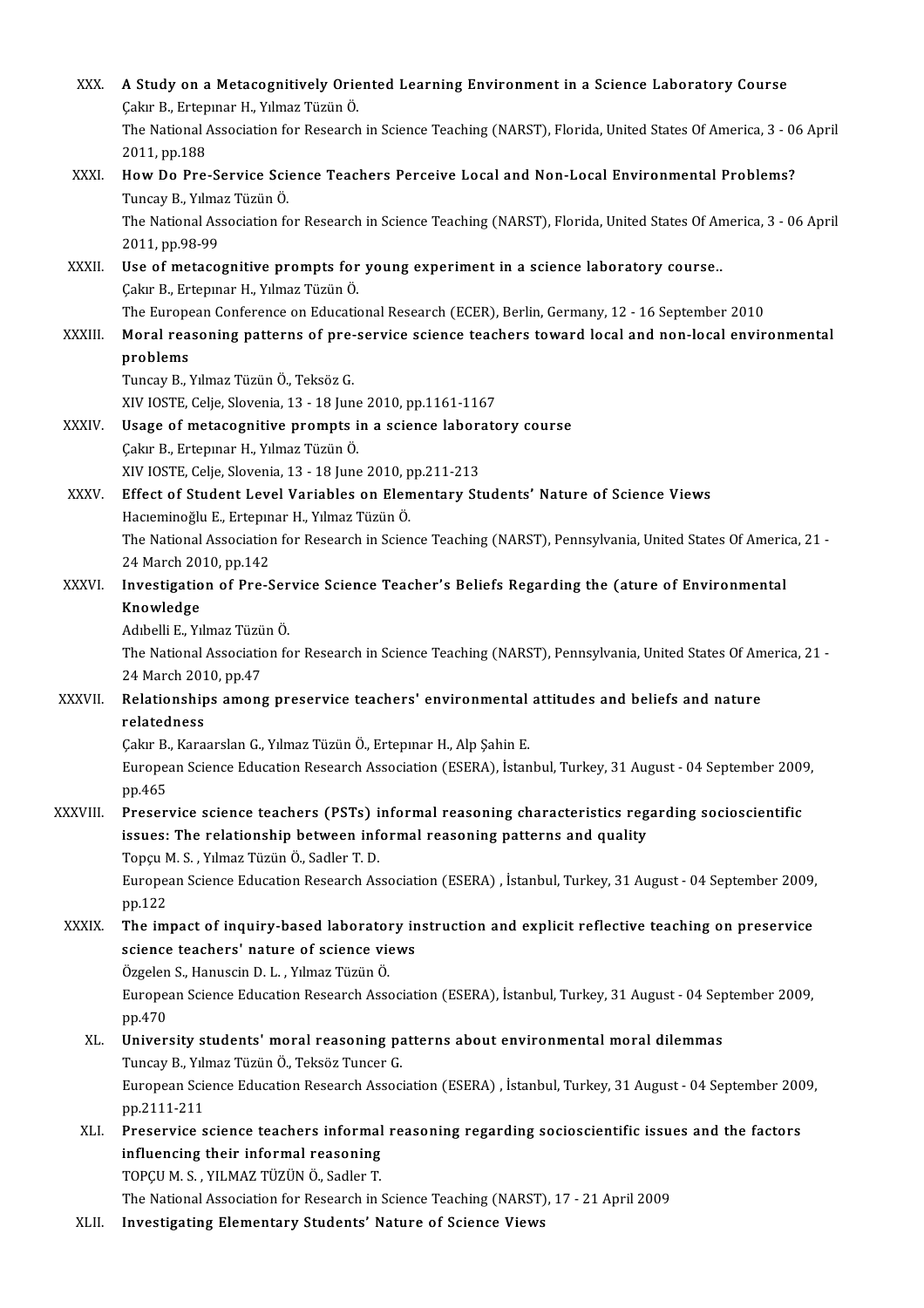XXX. **A Study on a Metacognitively Oriented Learning Environment in a Science Laboratory Course**
Çakır B., Ertepınar H., Yılmaz Tüzün Ö.
The National Association for Research in Science Teaching (NARST), Florida, United States Of America, 3 - 06 April 2011, pp.188

XXXI. **How Do Pre-Service Science Teachers Perceive Local and Non-Local Environmental Problems?**
Tuncay B., Yılmaz Tüzün Ö.
The National Association for Research in Science Teaching (NARST), Florida, United States Of America, 3 - 06 April 2011, pp.98-99

XXXII. **Use of metacognitive prompts for young experiment in a science laboratory course..**
Çakır B., Ertepınar H., Yılmaz Tüzün Ö.
The European Conference on Educational Research (ECER), Berlin, Germany, 12 - 16 September 2010

XXXIII. **Moral reasoning patterns of pre-service science teachers toward local and non-local environmental problems**
Tuncay B., Yılmaz Tüzün Ö., Teksöz G.
XIV IOSTE, Celje, Slovenia, 13 - 18 June 2010, pp.1161-1167

XXXIV. **Usage of metacognitive prompts in a science laboratory course**
Çakır B., Ertepınar H., Yılmaz Tüzün Ö.
XIV IOSTE, Celje, Slovenia, 13 - 18 June 2010, pp.211-213

XXXV. **Effect of Student Level Variables on Elementary Students' Nature of Science Views**
Hacıeminoğlu E., Ertepınar H., Yılmaz Tüzün Ö.
The National Association for Research in Science Teaching (NARST), Pennsylvania, United States Of America, 21 - 24 March 2010, pp.142

XXXVI. **Investigation of Pre-Service Science Teacher's Beliefs Regarding the (ature of Environmental Knowledge**
Adıbelli E., Yılmaz Tüzün Ö.
The National Association for Research in Science Teaching (NARST), Pennsylvania, United States Of America, 21 - 24 March 2010, pp.47

XXXVII. **Relationships among preservice teachers' environmental attitudes and beliefs and nature relatedness**
Çakır B., Karaarslan G., Yılmaz Tüzün Ö., Ertepınar H., Alp Şahin E.
European Science Education Research Association (ESERA), İstanbul, Turkey, 31 August - 04 September 2009, pp.465

XXXVIII. **Preservice science teachers (PSTs) informal reasoning characteristics regarding socioscientific issues: The relationship between informal reasoning patterns and quality**
Topçu M. S. , Yılmaz Tüzün Ö., Sadler T. D.
European Science Education Research Association (ESERA) , İstanbul, Turkey, 31 August - 04 September 2009, pp.122

XXXIX. **The impact of inquiry-based laboratory instruction and explicit reflective teaching on preservice science teachers' nature of science views**
Özgelen S., Hanuscin D. L. , Yılmaz Tüzün Ö.
European Science Education Research Association (ESERA), İstanbul, Turkey, 31 August - 04 September 2009, pp.470

XL. **University students' moral reasoning patterns about environmental moral dilemmas**
Tuncay B., Yılmaz Tüzün Ö., Teksöz Tuncer G.
European Science Education Research Association (ESERA) , İstanbul, Turkey, 31 August - 04 September 2009, pp.2111-211

XLI. **Preservice science teachers informal reasoning regarding socioscientific issues and the factors influencing their informal reasoning**
TOPÇU M. S. , YILMAZ TÜZÜN Ö., Sadler T.
The National Association for Research in Science Teaching (NARST), 17 - 21 April 2009

XLII. **Investigating Elementary Students' Nature of Science Views**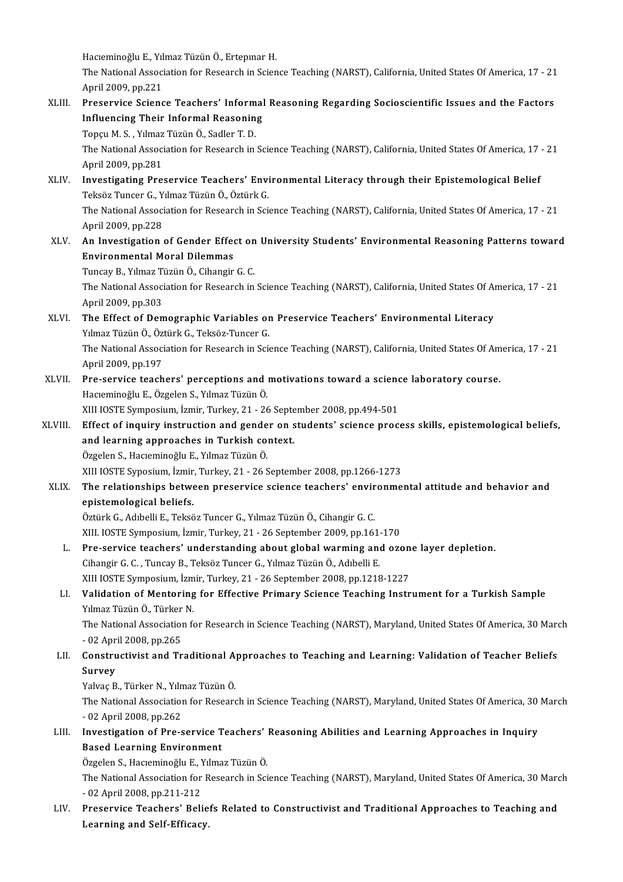Hacıeminoğlu E., Yılmaz Tüzün Ö., Ertepınar H.
The National Association for Research in Science Teaching (NARST), California, United States Of America, 17 - 21 April 2009, pp.221

XLIII. **Preservice Science Teachers' Informal Reasoning Regarding Socioscientific Issues and the Factors Influencing Their Informal Reasoning**
Topçu M. S. , Yılmaz Tüzün Ö., Sadler T. D.
The National Association for Research in Science Teaching (NARST), California, United States Of America, 17 - 21 April 2009, pp.281

XLIV. **Investigating Preservice Teachers' Environmental Literacy through their Epistemological Belief**
Teksöz Tuncer G., Yılmaz Tüzün Ö., Öztürk G.
The National Association for Research in Science Teaching (NARST), California, United States Of America, 17 - 21 April 2009, pp.228

XLV. **An Investigation of Gender Effect on University Students' Environmental Reasoning Patterns toward Environmental Moral Dilemmas**
Tuncay B., Yılmaz Tüzün Ö., Cihangir G. C.
The National Association for Research in Science Teaching (NARST), California, United States Of America, 17 - 21 April 2009, pp.303

XLVI. **The Effect of Demographic Variables on Preservice Teachers' Environmental Literacy**
Yılmaz Tüzün Ö., Öztürk G., Teksöz-Tuncer G.
The National Association for Research in Science Teaching (NARST), California, United States Of America, 17 - 21 April 2009, pp.197

XLVII. **Pre-service teachers' perceptions and motivations toward a science laboratory course.**
Hacıeminoğlu E., Özgelen S., Yılmaz Tüzün Ö.
XIII IOSTE Symposium, İzmir, Turkey, 21 - 26 September 2008, pp.494-501

XLVIII. **Effect of inquiry instruction and gender on students' science process skills, epistemological beliefs, and learning approaches in Turkish context.**
Özgelen S., Hacıeminoğlu E., Yılmaz Tüzün Ö.
XIII IOSTE Syposium, İzmir, Turkey, 21 - 26 September 2008, pp.1266-1273

XLIX. **The relationships between preservice science teachers' environmental attitude and behavior and epistemological beliefs.**
Öztürk G., Adıbelli E., Teksöz Tuncer G., Yılmaz Tüzün Ö., Cihangir G. C.
XIII. IOSTE Symposium, İzmir, Turkey, 21 - 26 September 2009, pp.161-170

L. **Pre-service teachers' understanding about global warming and ozone layer depletion.**
Cihangir G. C. , Tuncay B., Teksöz Tuncer G., Yılmaz Tüzün Ö., Adıbelli E.
XIII IOSTE Symposium, İzmir, Turkey, 21 - 26 September 2008, pp.1218-1227

LI. **Validation of Mentoring for Effective Primary Science Teaching Instrument for a Turkish Sample**
Yılmaz Tüzün Ö., Türker N.
The National Association for Research in Science Teaching (NARST), Maryland, United States Of America, 30 March - 02 April 2008, pp.265

LII. **Constructivist and Traditional Approaches to Teaching and Learning: Validation of Teacher Beliefs Survey**
Yalvaç B., Türker N., Yılmaz Tüzün Ö.
The National Association for Research in Science Teaching (NARST), Maryland, United States Of America, 30 March - 02 April 2008, pp.262

LIII. **Investigation of Pre-service Teachers' Reasoning Abilities and Learning Approaches in Inquiry Based Learning Environment**
Özgelen S., Hacıeminoğlu E., Yılmaz Tüzün Ö.
The National Association for Research in Science Teaching (NARST), Maryland, United States Of America, 30 March - 02 April 2008, pp.211-212

LIV. **Preservice Teachers' Beliefs Related to Constructivist and Traditional Approaches to Teaching and Learning and Self-Efficacy.**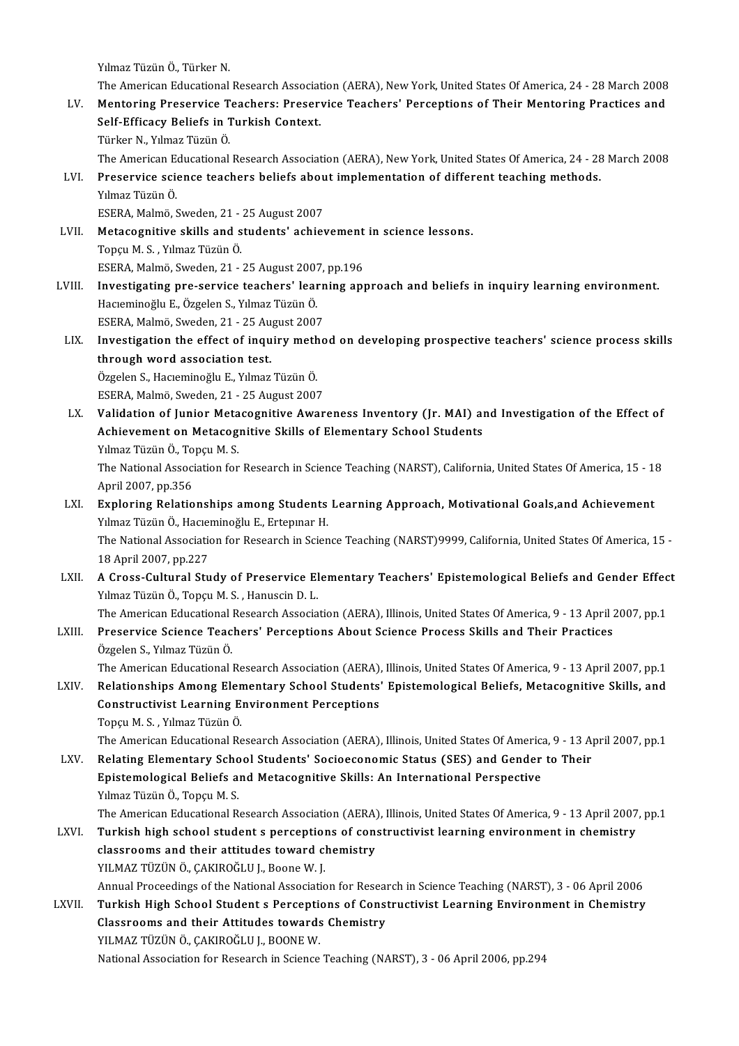Yılmaz Tüzün Ö., Türker N.
The American Educational Research Association (AERA), New York, United States Of America, 24 - 28 March 2008

LV. **Mentoring Preservice Teachers: Preservice Teachers' Perceptions of Their Mentoring Practices and Self-Efficacy Beliefs in Turkish Context.**
Türker N., Yılmaz Tüzün Ö.
The American Educational Research Association (AERA), New York, United States Of America, 24 - 28 March 2008

LVI. **Preservice science teachers beliefs about implementation of different teaching methods.**
Yılmaz Tüzün Ö.
ESERA, Malmö, Sweden, 21 - 25 August 2007

LVII. **Metacognitive skills and students' achievement in science lessons.**
Topçu M. S. , Yılmaz Tüzün Ö.
ESERA, Malmö, Sweden, 21 - 25 August 2007, pp.196

LVIII. **Investigating pre-service teachers' learning approach and beliefs in inquiry learning environment.**
Hacıeminoğlu E., Özgelen S., Yılmaz Tüzün Ö.
ESERA, Malmö, Sweden, 21 - 25 August 2007

LIX. **Investigation the effect of inquiry method on developing prospective teachers' science process skills through word association test.**
Özgelen S., Hacıeminoğlu E., Yılmaz Tüzün Ö.
ESERA, Malmö, Sweden, 21 - 25 August 2007

LX. **Validation of Junior Metacognitive Awareness Inventory (Jr. MAI) and Investigation of the Effect of Achievement on Metacognitive Skills of Elementary School Students**
Yılmaz Tüzün Ö., Topçu M. S.
The National Association for Research in Science Teaching (NARST), California, United States Of America, 15 - 18 April 2007, pp.356

LXI. **Exploring Relationships among Students Learning Approach, Motivational Goals,and Achievement**
Yılmaz Tüzün Ö., Hacıeminoğlu E., Ertepınar H.
The National Association for Research in Science Teaching (NARST)9999, California, United States Of America, 15 - 18 April 2007, pp.227

LXII. **A Cross-Cultural Study of Preservice Elementary Teachers' Epistemological Beliefs and Gender Effect**
Yılmaz Tüzün Ö., Topçu M. S. , Hanuscin D. L.
The American Educational Research Association (AERA), Illinois, United States Of America, 9 - 13 April 2007, pp.1

LXIII. **Preservice Science Teachers' Perceptions About Science Process Skills and Their Practices**
Özgelen S., Yılmaz Tüzün Ö.
The American Educational Research Association (AERA), Illinois, United States Of America, 9 - 13 April 2007, pp.1

LXIV. **Relationships Among Elementary School Students' Epistemological Beliefs, Metacognitive Skills, and Constructivist Learning Environment Perceptions**
Topçu M. S. , Yılmaz Tüzün Ö.
The American Educational Research Association (AERA), Illinois, United States Of America, 9 - 13 April 2007, pp.1

LXV. **Relating Elementary School Students' Socioeconomic Status (SES) and Gender to Their Epistemological Beliefs and Metacognitive Skills: An International Perspective**
Yılmaz Tüzün Ö., Topçu M. S.
The American Educational Research Association (AERA), Illinois, United States Of America, 9 - 13 April 2007, pp.1

LXVI. **Turkish high school student s perceptions of constructivist learning environment in chemistry classrooms and their attitudes toward chemistry**
YILMAZ TÜZÜN Ö., ÇAKIROĞLU J., Boone W. J.
Annual Proceedings of the National Association for Research in Science Teaching (NARST), 3 - 06 April 2006

LXVII. **Turkish High School Student s Perceptions of Constructivist Learning Environment in Chemistry Classrooms and their Attitudes towards Chemistry**
YILMAZ TÜZÜN Ö., ÇAKIROĞLU J., BOONE W.
National Association for Research in Science Teaching (NARST), 3 - 06 April 2006, pp.294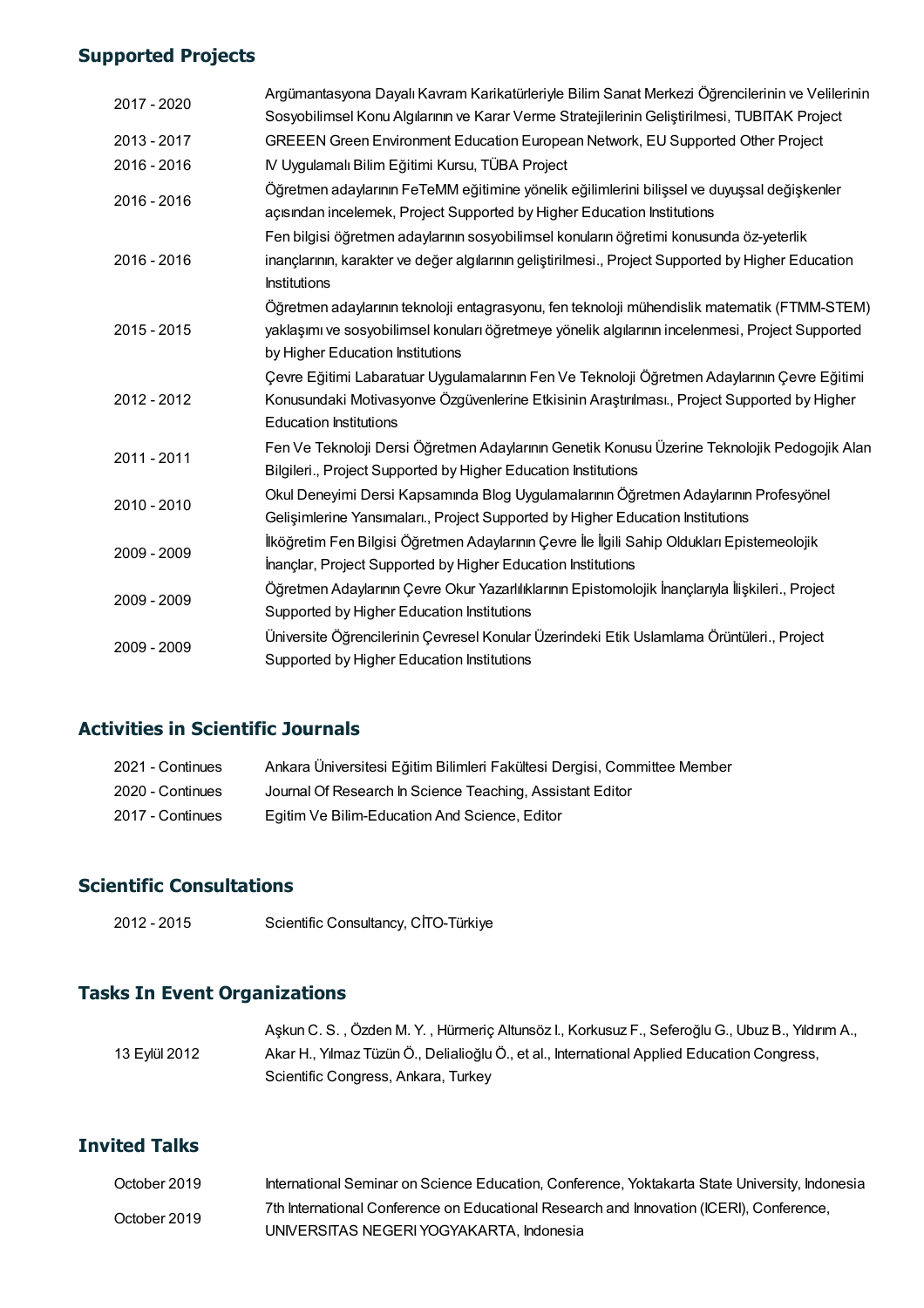## Supported Projects

| | |
|---|---|
| 2017 - 2020 | Argümantasyona Dayalı Kavram Karikatürleriyle Bilim Sanat Merkezi Öğrencilerinin ve Velilerinin Sosyobilimsel Konu Algılarının ve Karar Verme Stratejilerinin Geliştirilmesi, TUBITAK Project |
| 2013 - 2017 | GREEEN Green Environment Education European Network, EU Supported Other Project |
| 2016 - 2016 | IV Uygulamalı Bilim Eğitimi Kursu, TÜBA Project |
| 2016 - 2016 | Öğretmen adaylarının FeTeMM eğitimine yönelik eğilimlerini bilişsel ve duyuşsal değişkenler açısından incelemek, Project Supported by Higher Education Institutions |
| 2016 - 2016 | Fen bilgisi öğretmen adaylarının sosyobilimsel konuların öğretimi konusunda öz-yeterlik inançlarının, karakter ve değer algılarının geliştirilmesi., Project Supported by Higher Education Institutions |
| 2015 - 2015 | Öğretmen adaylarının teknoloji entagrasyonu, fen teknoloji mühendislik matematik (FTMM-STEM) yaklaşımı ve sosyobilimsel konuları öğretmeye yönelik algılarının incelenmesi, Project Supported by Higher Education Institutions |
| 2012 - 2012 | Çevre Eğitimi Labaratuar Uygulamalarının Fen Ve Teknoloji Öğretmen Adaylarının Çevre Eğitimi Konusundaki Motivasyonve Özgüvenlerine Etkisinin Araştırılması., Project Supported by Higher Education Institutions |
| 2011 - 2011 | Fen Ve Teknoloji Dersi Öğretmen Adaylarının Genetik Konusu Üzerine Teknolojik Pedogojik Alan Bilgileri., Project Supported by Higher Education Institutions |
| 2010 - 2010 | Okul Deneyimi Dersi Kapsamında Blog Uygulamalarının Öğretmen Adaylarının Profesyönel Gelişimlerine Yansımaları., Project Supported by Higher Education Institutions |
| 2009 - 2009 | İlköğretim Fen Bilgisi Öğretmen Adaylarının Çevre İle İlgili Sahip Oldukları Epistemeolojik İnançlar, Project Supported by Higher Education Institutions |
| 2009 - 2009 | Öğretmen Adaylarının Çevre Okur Yazarlılıklarının Epistomolojik İnançlarıyla İlişkileri., Project Supported by Higher Education Institutions |
| 2009 - 2009 | Üniversite Öğrencilerinin Çevresel Konular Üzerindeki Etik Uslamlama Örüntüleri., Project Supported by Higher Education Institutions |

## Activities in Scientific Journals

| | |
|---|---|
| 2021 - Continues | Ankara Üniversitesi Eğitim Bilimleri Fakültesi Dergisi, Committee Member |
| 2020 - Continues | Journal Of Research In Science Teaching, Assistant Editor |
| 2017 - Continues | Egitim Ve Bilim-Education And Science, Editor |

## Scientific Consultations

| | |
|---|---|
| 2012 - 2015 | Scientific Consultancy, CİTO-Türkiye |

## Tasks In Event Organizations

| | |
|---|---|
| 13 Eylül 2012 | Aşkun C. S. , Özden M. Y. , Hürmeriç Altunsöz I., Korkusuz F., Seferoğlu G., Ubuz B., Yıldırım A., Akar H., Yılmaz Tüzün Ö., Delialioğlu Ö., et al., International Applied Education Congress, Scientific Congress, Ankara, Turkey |

## Invited Talks

| | |
|---|---|
| October 2019 | International Seminar on Science Education, Conference, Yoktakarta State University, Indonesia |
| October 2019 | 7th International Conference on Educational Research and Innovation (ICERI), Conference, UNIVERSITAS NEGERI YOGYAKARTA, Indonesia |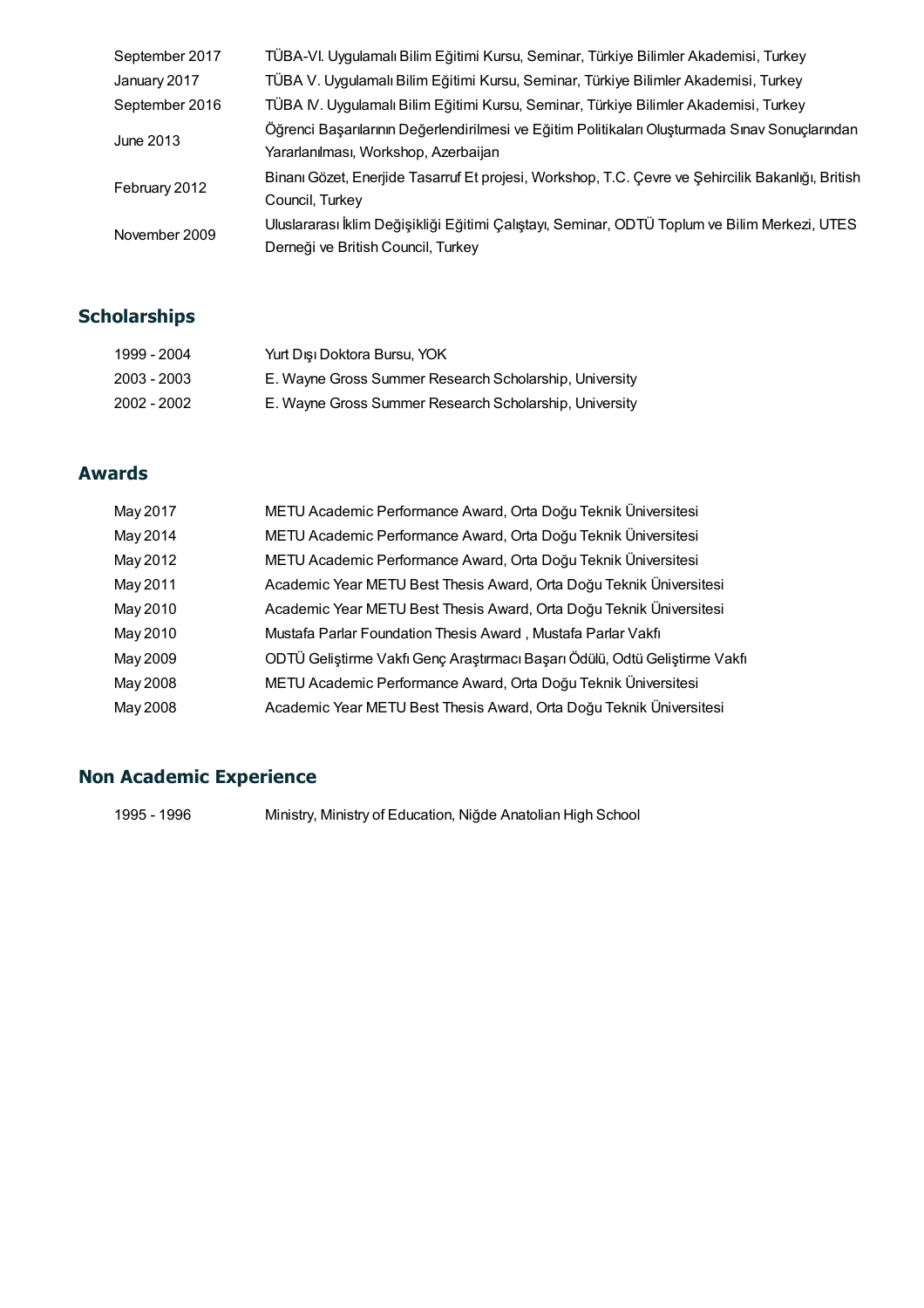| | |
|---|---|
| September 2017 | TÜBA-VI. Uygulamalı Bilim Eğitimi Kursu, Seminar, Türkiye Bilimler Akademisi, Turkey |
| January 2017 | TÜBA V. Uygulamalı Bilim Eğitimi Kursu, Seminar, Türkiye Bilimler Akademisi, Turkey |
| September 2016 | TÜBA IV. Uygulamalı Bilim Eğitimi Kursu, Seminar, Türkiye Bilimler Akademisi, Turkey |
| June 2013 | Öğrenci Başarılarının Değerlendirilmesi ve Eğitim Politikaları Oluşturmada Sınav Sonuçlarından Yararlanılması, Workshop, Azerbaijan |
| February 2012 | Binanı Gözet, Enerjide Tasarruf Et projesi, Workshop, T.C. Çevre ve Şehircilik Bakanlığı, British Council, Turkey |
| November 2009 | Uluslararası İklim Değişikliği Eğitimi Çalıştayı, Seminar, ODTÜ Toplum ve Bilim Merkezi, UTES Derneği ve British Council, Turkey |

## Scholarships

| | |
|---|---|
| 1999 - 2004 | Yurt Dışı Doktora Bursu, YOK |
| 2003 - 2003 | E. Wayne Gross Summer Research Scholarship, University |
| 2002 - 2002 | E. Wayne Gross Summer Research Scholarship, University |

## Awards

| | |
|---|---|
| May 2017 | METU Academic Performance Award, Orta Doğu Teknik Üniversitesi |
| May 2014 | METU Academic Performance Award, Orta Doğu Teknik Üniversitesi |
| May 2012 | METU Academic Performance Award, Orta Doğu Teknik Üniversitesi |
| May 2011 | Academic Year METU Best Thesis Award, Orta Doğu Teknik Üniversitesi |
| May 2010 | Academic Year METU Best Thesis Award, Orta Doğu Teknik Üniversitesi |
| May 2010 | Mustafa Parlar Foundation Thesis Award , Mustafa Parlar Vakfı |
| May 2009 | ODTÜ Geliştirme Vakfı Genç Araştırmacı Başarı Ödülü, Odtü Geliştirme Vakfı |
| May 2008 | METU Academic Performance Award, Orta Doğu Teknik Üniversitesi |
| May 2008 | Academic Year METU Best Thesis Award, Orta Doğu Teknik Üniversitesi |

## Non Academic Experience

| | |
|---|---|
| 1995 - 1996 | Ministry, Ministry of Education, Niğde Anatolian High School |